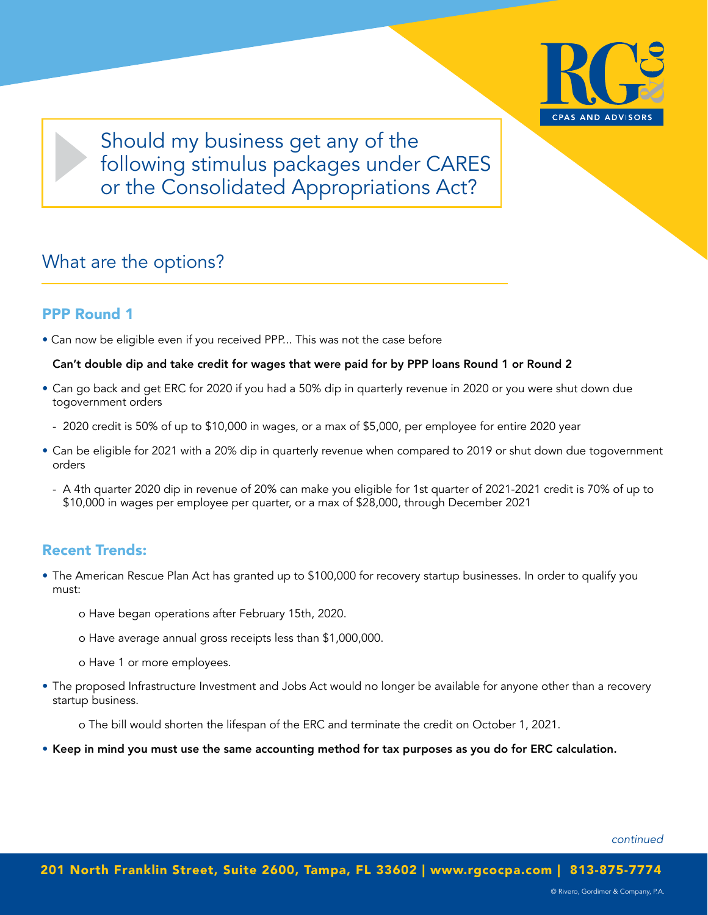# Should my business get any of the following stimulus packages under CARES or the Consolidated Appropriations Act?

## What are the options?

### PPP Round 1

- Can now be eligible even if you received PPP... This was not the case before

**Can't double dip and take credit for wages that were paid for by PPP loans Round 1 or Round 2**

- Can go back and get ERC for 2020 if you had a 50% dip in quarterly revenue in 2020 or you were shut down due togovernment orders
  - 2020 credit is 50% of up to $10,000 in wages, or a max of $5,000, per employee for entire 2020 year
- Can be eligible for 2021 with a 20% dip in quarterly revenue when compared to 2019 or shut down due togovernment orders
  - A 4th quarter 2020 dip in revenue of 20% can make you eligible for 1st quarter of 2021-2021 credit is 70% of up to $10,000 in wages per employee per quarter, or a max of $28,000, through December 2021

### Recent Trends:

- The American Rescue Plan Act has granted up to $100,000 for recovery startup businesses. In order to qualify you must:
  - Have began operations after February 15th, 2020.
  - Have average annual gross receipts less than $1,000,000.
  - Have 1 or more employees.
- The proposed Infrastructure Investment and Jobs Act would no longer be available for anyone other than a recovery startup business.
  - The bill would shorten the lifespan of the ERC and terminate the credit on October 1, 2021.
- **Keep in mind you must use the same accounting method for tax purposes as you do for ERC calculation.**

*continued*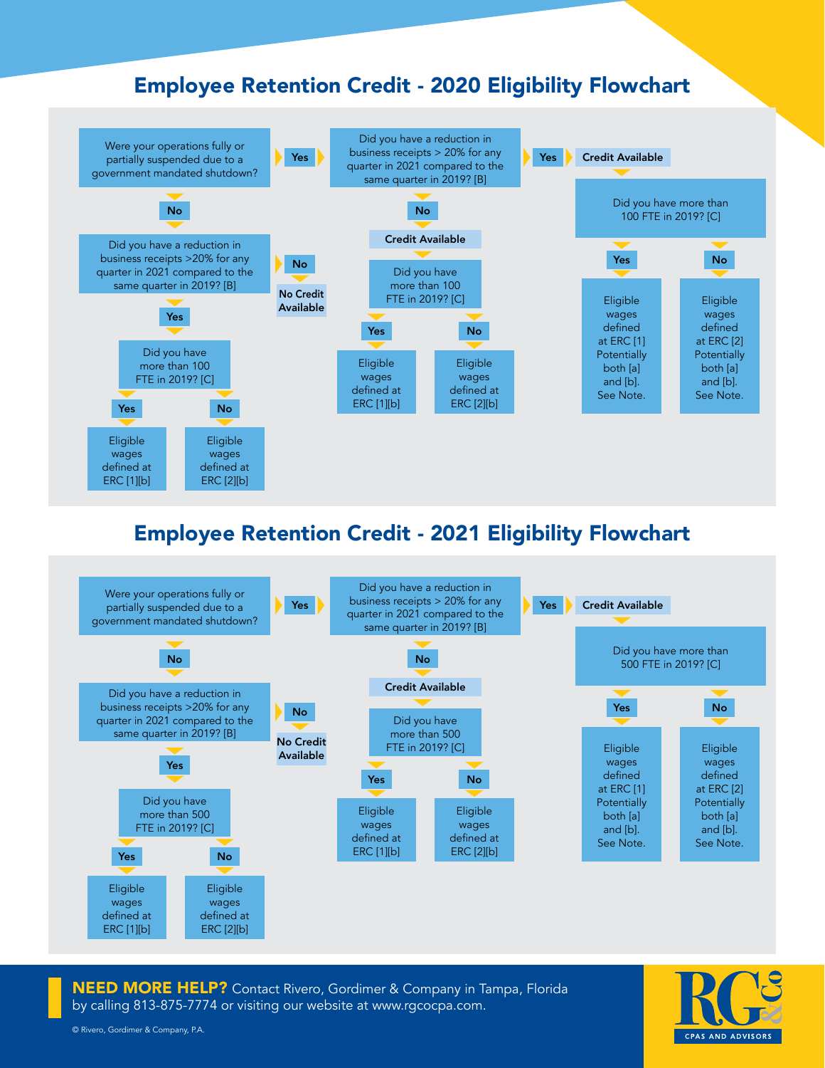# Employee Retention Credit - 2020 Eligibility Flowchart

Were your operations fully or partially suspended due to a government mandated shutdown?

Yes

Did you have a reduction in business receipts > 20% for any quarter in 2021 compared to the same quarter in 2019? [B]

Yes

Credit Available

Did you have more than 100 FTE in 2019? [C]

Yes

Eligible wages defined at ERC [1] Potentially both [a] and [b]. See Note.

No

Eligible wages defined at ERC [2] Potentially both [a] and [b]. See Note.

No

Credit Available

Did you have more than 100 FTE in 2019? [C]

Yes

Eligible wages defined at ERC [1][b]

No

Eligible wages defined at ERC [2][b]

No

Did you have a reduction in business receipts >20% for any quarter in 2021 compared to the same quarter in 2019? [B]

No

No Credit Available

Yes

Did you have more than 100 FTE in 2019? [C]

Yes

Eligible wages defined at ERC [1][b]

No

Eligible wages defined at ERC [2][b]

# Employee Retention Credit - 2021 Eligibility Flowchart

Were your operations fully or partially suspended due to a government mandated shutdown?

Yes

Did you have a reduction in business receipts > 20% for any quarter in 2021 compared to the same quarter in 2019? [B]

Yes

Credit Available

Did you have more than 500 FTE in 2019? [C]

Yes

Eligible wages defined at ERC [1] Potentially both [a] and [b]. See Note.

No

Eligible wages defined at ERC [2] Potentially both [a] and [b]. See Note.

No

Credit Available

Did you have more than 500 FTE in 2019? [C]

Yes

Eligible wages defined at ERC [1][b]

No

Eligible wages defined at ERC [2][b]

No

Did you have a reduction in business receipts >20% for any quarter in 2021 compared to the same quarter in 2019? [B]

No

No Credit Available

Yes

Did you have more than 500 FTE in 2019? [C]

Yes

Eligible wages defined at ERC [1][b]

No

Eligible wages defined at ERC [2][b]

**NEED MORE HELP?** Contact Rivero, Gordimer & Company in Tampa, Florida by calling 813-875-7774 or visiting our website at www.rgcocpa.com.

© Rivero, Gordimer & Company, P.A.

RG&Co CPAS AND ADVISORS